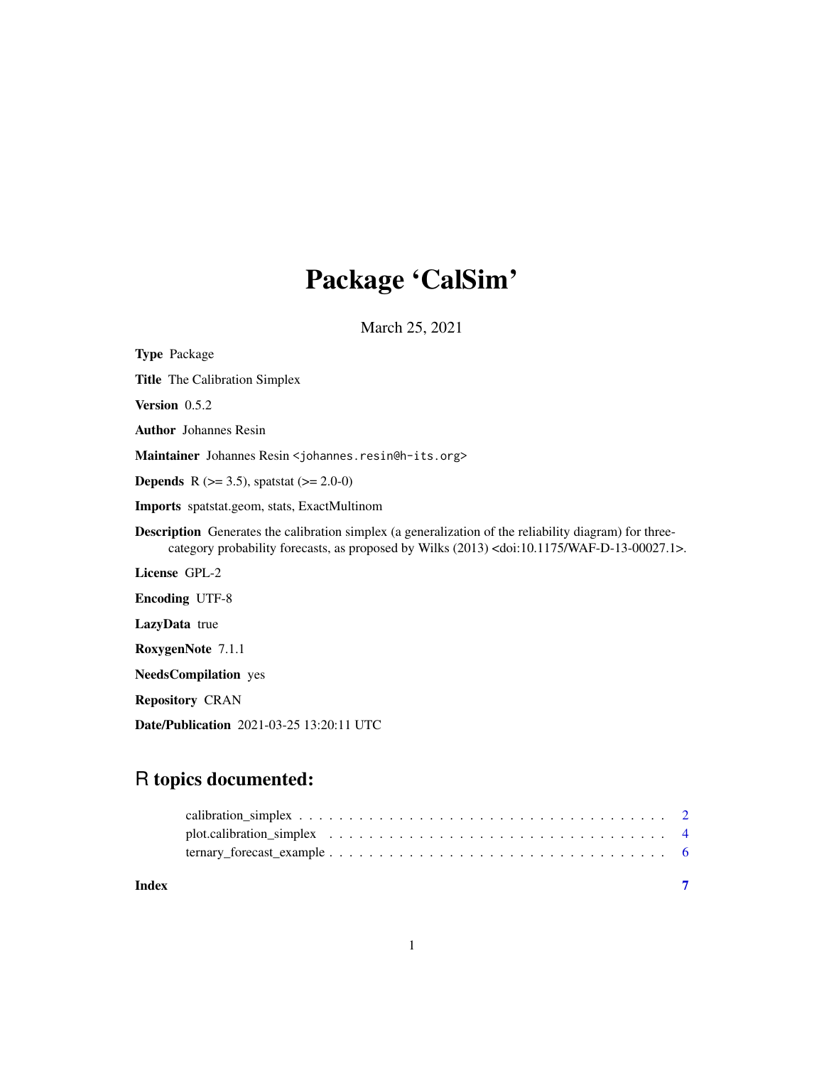# Package 'CalSim'

March 25, 2021

**Type** Package

**Title** The Calibration Simplex

**Version** 0.5.2

**Author** Johannes Resin

**Maintainer** Johannes Resin <johannes.resin@h-its.org>

**Depends** R (>= 3.5), spatstat (>= 2.0-0)

**Imports** spatstat.geom, stats, ExactMultinom

**Description** Generates the calibration simplex (a generalization of the reliability diagram) for three-category probability forecasts, as proposed by Wilks (2013) <doi:10.1175/WAF-D-13-00027.1>.

**License** GPL-2

**Encoding** UTF-8

**LazyData** true

**RoxygenNote** 7.1.1

**NeedsCompilation** yes

**Repository** CRAN

**Date/Publication** 2021-03-25 13:20:11 UTC

## R topics documented:

- calibration_simplex . . . . . . . . . . . . . . . . . . . . . . . . . . . . . . . . . . . . . . . 2
- plot.calibration_simplex . . . . . . . . . . . . . . . . . . . . . . . . . . . . . . . . . . . . 4
- ternary_forecast_example . . . . . . . . . . . . . . . . . . . . . . . . . . . . . . . . . . . 6

**Index** 7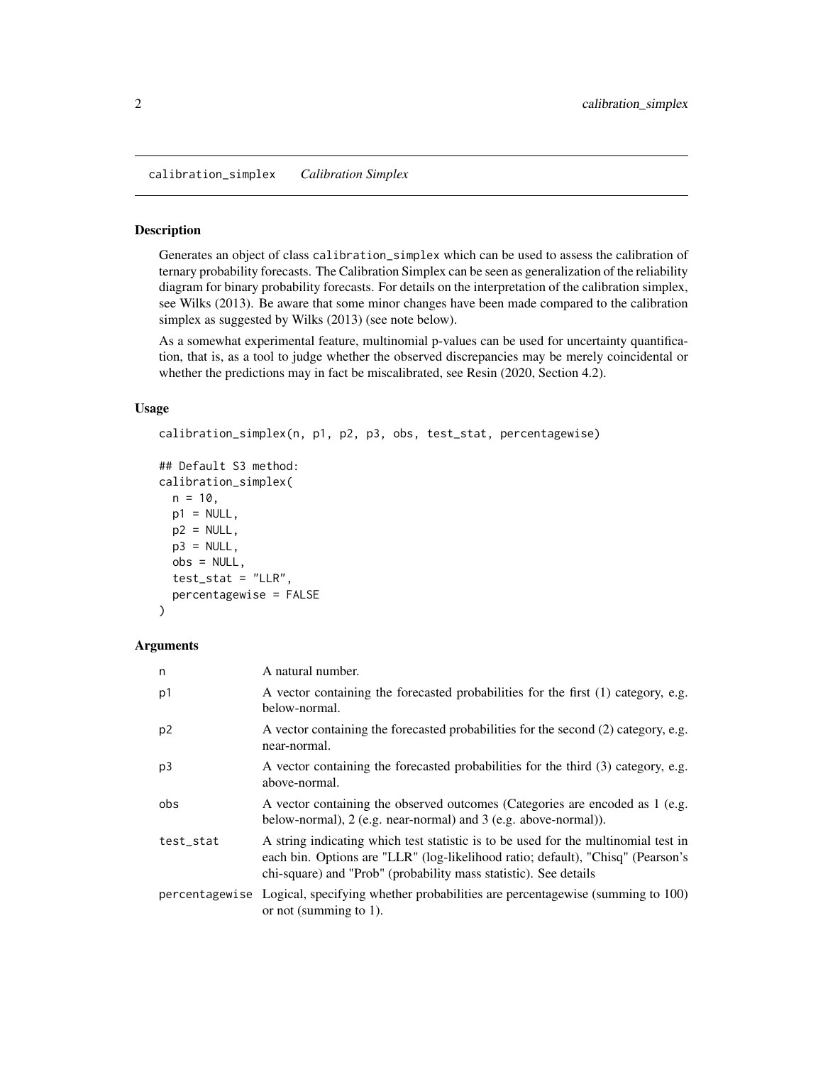## calibration_simplex *Calibration Simplex*

### Description

Generates an object of class calibration_simplex which can be used to assess the calibration of ternary probability forecasts. The Calibration Simplex can be seen as generalization of the reliability diagram for binary probability forecasts. For details on the interpretation of the calibration simplex, see Wilks (2013). Be aware that some minor changes have been made compared to the calibration simplex as suggested by Wilks (2013) (see note below).

As a somewhat experimental feature, multinomial p-values can be used for uncertainty quantification, that is, as a tool to judge whether the observed discrepancies may be merely coincidental or whether the predictions may in fact be miscalibrated, see Resin (2020, Section 4.2).

### Usage

```
calibration_simplex(n, p1, p2, p3, obs, test_stat, percentagewise)

## Default S3 method:
calibration_simplex(
  n = 10,
  p1 = NULL,
  p2 = NULL,
  p3 = NULL,
  obs = NULL,
  test_stat = "LLR",
  percentagewise = FALSE
)
```

### Arguments

| | |
|---|---|
| n | A natural number. |
| p1 | A vector containing the forecasted probabilities for the first (1) category, e.g. below-normal. |
| p2 | A vector containing the forecasted probabilities for the second (2) category, e.g. near-normal. |
| p3 | A vector containing the forecasted probabilities for the third (3) category, e.g. above-normal. |
| obs | A vector containing the observed outcomes (Categories are encoded as 1 (e.g. below-normal), 2 (e.g. near-normal) and 3 (e.g. above-normal)). |
| test_stat | A string indicating which test statistic is to be used for the multinomial test in each bin. Options are "LLR" (log-likelihood ratio; default), "Chisq" (Pearson's chi-square) and "Prob" (probability mass statistic). See details |
| percentagewise | Logical, specifying whether probabilities are percentagewise (summing to 100) or not (summing to 1). |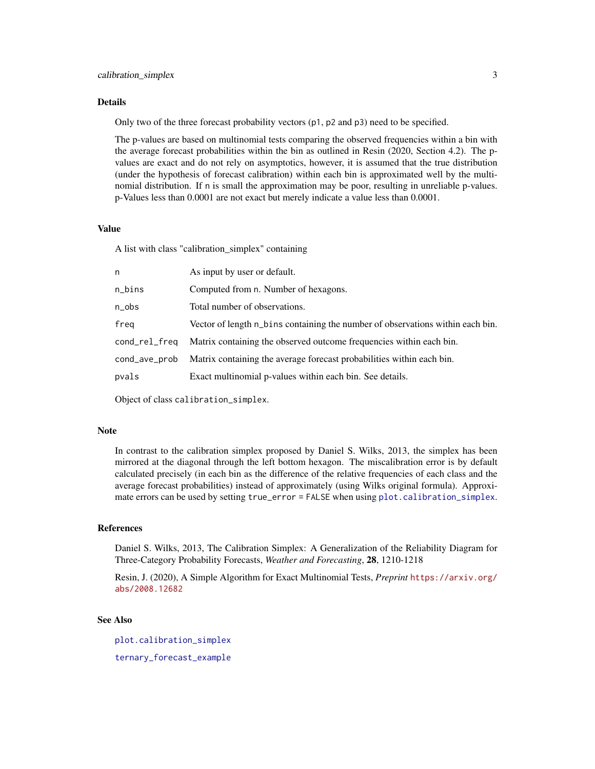### Details

Only two of the three forecast probability vectors (`p1`, `p2` and `p3`) need to be specified.

The p-values are based on multinomial tests comparing the observed frequencies within a bin with the average forecast probabilities within the bin as outlined in Resin (2020, Section 4.2). The p-values are exact and do not rely on asymptotics, however, it is assumed that the true distribution (under the hypothesis of forecast calibration) within each bin is approximated well by the multinomial distribution. If `n` is small the approximation may be poor, resulting in unreliable p-values. p-Values less than 0.0001 are not exact but merely indicate a value less than 0.0001.

### Value

A list with class "calibration_simplex" containing

| | |
|---|---|
| `n` | As input by user or default. |
| `n_bins` | Computed from `n`. Number of hexagons. |
| `n_obs` | Total number of observations. |
| `freq` | Vector of length `n_bins` containing the number of observations within each bin. |
| `cond_rel_freq` | Matrix containing the observed outcome frequencies within each bin. |
| `cond_ave_prob` | Matrix containing the average forecast probabilities within each bin. |
| `pvals` | Exact multinomial p-values within each bin. See details. |

Object of class `calibration_simplex`.

### Note

In contrast to the calibration simplex proposed by Daniel S. Wilks, 2013, the simplex has been mirrored at the diagonal through the left bottom hexagon. The miscalibration error is by default calculated precisely (in each bin as the difference of the relative frequencies of each class and the average forecast probabilities) instead of approximately (using Wilks original formula). Approximate errors can be used by setting `true_error = FALSE` when using `plot.calibration_simplex`.

### References

Daniel S. Wilks, 2013, The Calibration Simplex: A Generalization of the Reliability Diagram for Three-Category Probability Forecasts, *Weather and Forecasting*, **28**, 1210-1218

Resin, J. (2020), A Simple Algorithm for Exact Multinomial Tests, *Preprint* `https://arxiv.org/abs/2008.12682`

### See Also

`plot.calibration_simplex`

`ternary_forecast_example`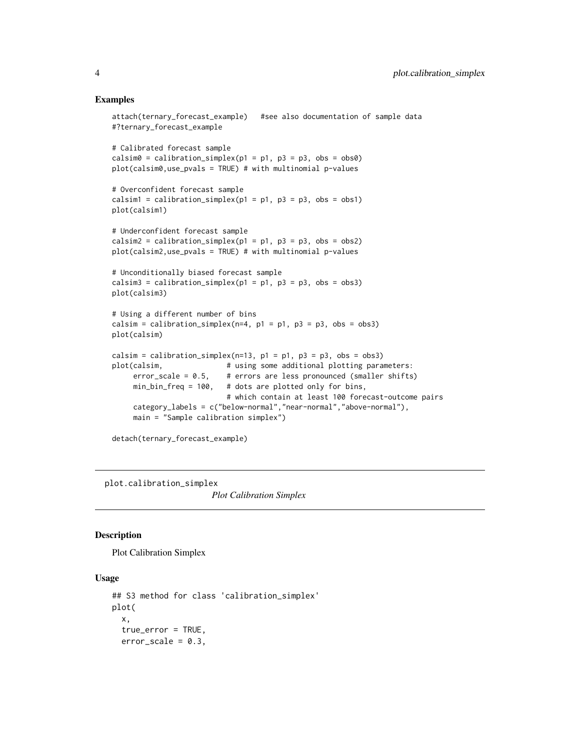## Examples

```
attach(ternary_forecast_example)   #see also documentation of sample data
#?ternary_forecast_example

# Calibrated forecast sample
calsim0 = calibration_simplex(p1 = p1, p3 = p3, obs = obs0)
plot(calsim0,use_pvals = TRUE) # with multinomial p-values

# Overconfident forecast sample
calsim1 = calibration_simplex(p1 = p1, p3 = p3, obs = obs1)
plot(calsim1)

# Underconfident forecast sample
calsim2 = calibration_simplex(p1 = p1, p3 = p3, obs = obs2)
plot(calsim2,use_pvals = TRUE) # with multinomial p-values

# Unconditionally biased forecast sample
calsim3 = calibration_simplex(p1 = p1, p3 = p3, obs = obs3)
plot(calsim3)

# Using a different number of bins
calsim = calibration_simplex(n=4, p1 = p1, p3 = p3, obs = obs3)
plot(calsim)

calsim = calibration_simplex(n=13, p1 = p1, p3 = p3, obs = obs3)
plot(calsim,               # using some additional plotting parameters:
     error_scale = 0.5,    # errors are less pronounced (smaller shifts)
     min_bin_freq = 100,   # dots are plotted only for bins,
                           # which contain at least 100 forecast-outcome pairs
     category_labels = c("below-normal","near-normal","above-normal"),
     main = "Sample calibration simplex")

detach(ternary_forecast_example)
```

---

plot.calibration_simplex *Plot Calibration Simplex*

---

## Description

Plot Calibration Simplex

## Usage

```
## S3 method for class 'calibration_simplex'
plot(
  x,
  true_error = TRUE,
  error_scale = 0.3,
```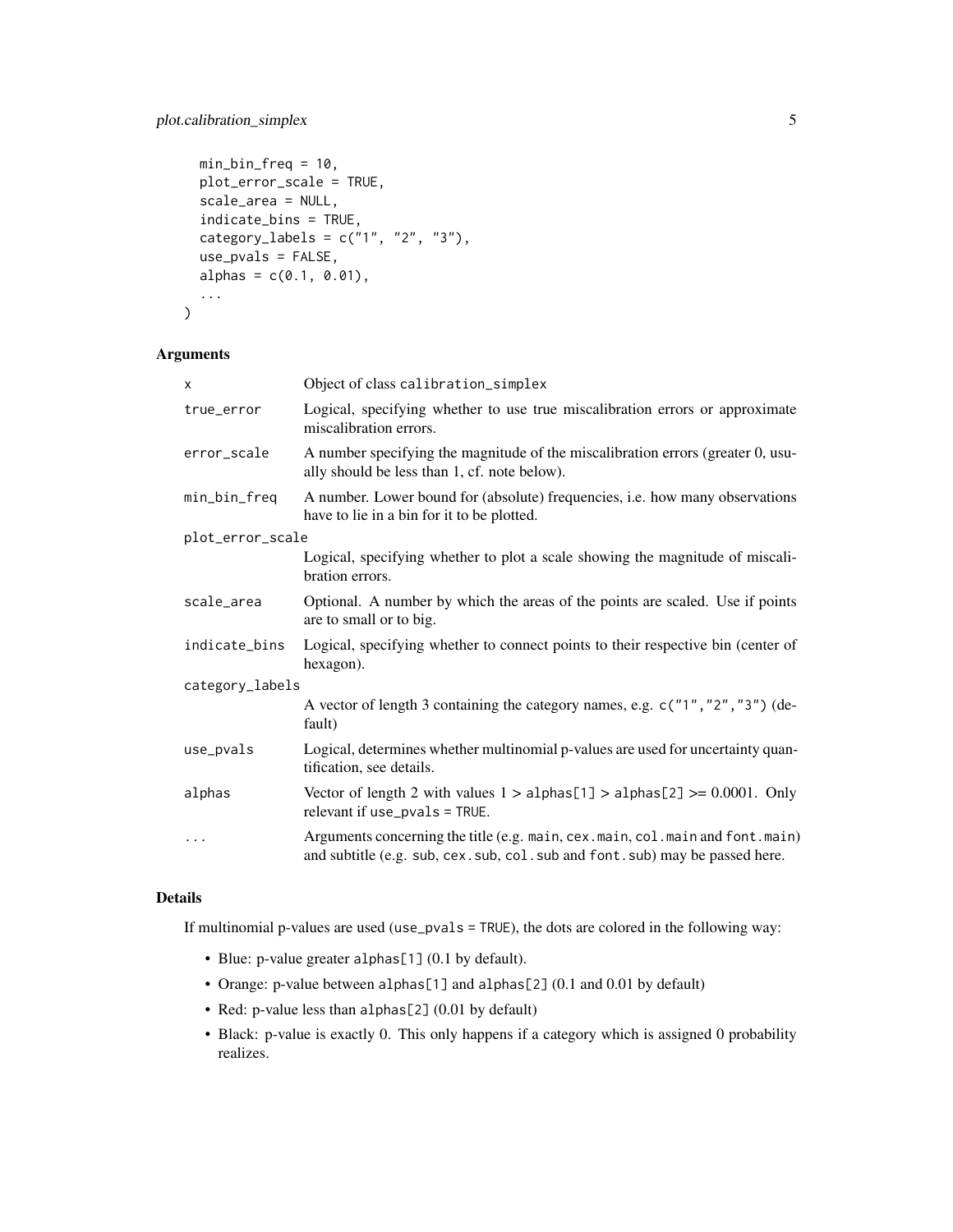```
  min_bin_freq = 10,
  plot_error_scale = TRUE,
  scale_area = NULL,
  indicate_bins = TRUE,
  category_labels = c("1", "2", "3"),
  use_pvals = FALSE,
  alphas = c(0.1, 0.01),
  ...
)
```

## Arguments

| | |
|---|---|
| `x` | Object of class `calibration_simplex` |
| `true_error` | Logical, specifying whether to use true miscalibration errors or approximate miscalibration errors. |
| `error_scale` | A number specifying the magnitude of the miscalibration errors (greater 0, usually should be less than 1, cf. note below). |
| `min_bin_freq` | A number. Lower bound for (absolute) frequencies, i.e. how many observations have to lie in a bin for it to be plotted. |
| `plot_error_scale` | Logical, specifying whether to plot a scale showing the magnitude of miscalibration errors. |
| `scale_area` | Optional. A number by which the areas of the points are scaled. Use if points are to small or to big. |
| `indicate_bins` | Logical, specifying whether to connect points to their respective bin (center of hexagon). |
| `category_labels` | A vector of length 3 containing the category names, e.g. `c("1","2","3")` (default) |
| `use_pvals` | Logical, determines whether multinomial p-values are used for uncertainty quantification, see details. |
| `alphas` | Vector of length 2 with values 1 > `alphas[1]` > `alphas[2]` >= 0.0001. Only relevant if `use_pvals = TRUE`. |
| `...` | Arguments concerning the title (e.g. `main`, `cex.main`, `col.main` and `font.main`) and subtitle (e.g. `sub`, `cex.sub`, `col.sub` and `font.sub`) may be passed here. |

## Details

If multinomial p-values are used (`use_pvals = TRUE`), the dots are colored in the following way:

- Blue: p-value greater `alphas[1]` (0.1 by default).
- Orange: p-value between `alphas[1]` and `alphas[2]` (0.1 and 0.01 by default)
- Red: p-value less than `alphas[2]` (0.01 by default)
- Black: p-value is exactly 0. This only happens if a category which is assigned 0 probability realizes.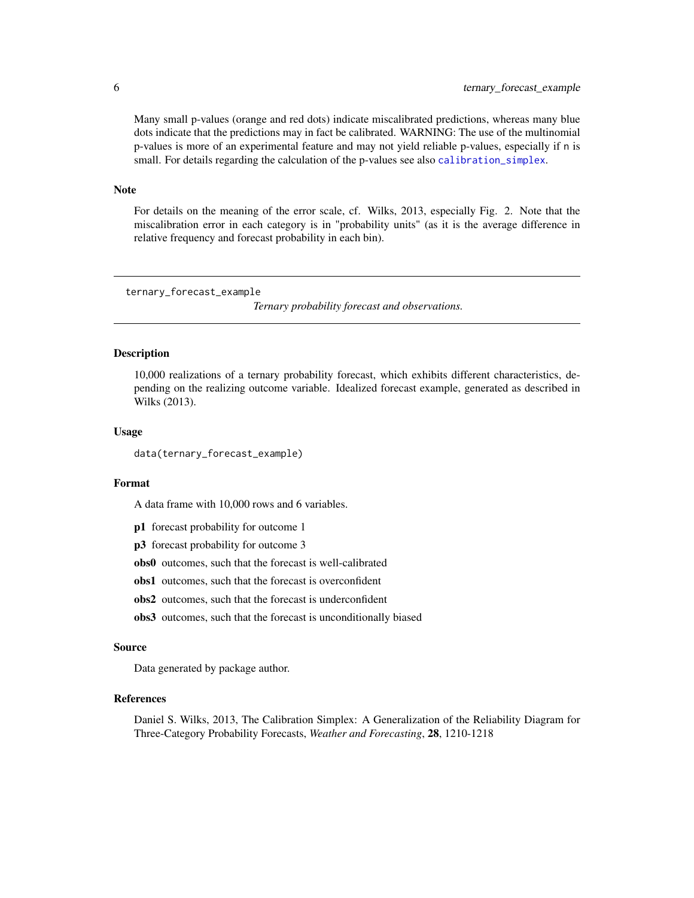Many small p-values (orange and red dots) indicate miscalibrated predictions, whereas many blue dots indicate that the predictions may in fact be calibrated. WARNING: The use of the multinomial p-values is more of an experimental feature and may not yield reliable p-values, especially if `n` is small. For details regarding the calculation of the p-values see also `calibration_simplex`.

### Note

For details on the meaning of the error scale, cf. Wilks, 2013, especially Fig. 2. Note that the miscalibration error in each category is in "probability units" (as it is the average difference in relative frequency and forecast probability in each bin).

---

## ternary_forecast_example — *Ternary probability forecast and observations.*

---

### Description

10,000 realizations of a ternary probability forecast, which exhibits different characteristics, depending on the realizing outcome variable. Idealized forecast example, generated as described in Wilks (2013).

### Usage

```
data(ternary_forecast_example)
```

### Format

A data frame with 10,000 rows and 6 variables.

- **p1** forecast probability for outcome 1
- **p3** forecast probability for outcome 3
- **obs0** outcomes, such that the forecast is well-calibrated
- **obs1** outcomes, such that the forecast is overconfident
- **obs2** outcomes, such that the forecast is underconfident
- **obs3** outcomes, such that the forecast is unconditionally biased

### Source

Data generated by package author.

### References

Daniel S. Wilks, 2013, The Calibration Simplex: A Generalization of the Reliability Diagram for Three-Category Probability Forecasts, *Weather and Forecasting*, **28**, 1210-1218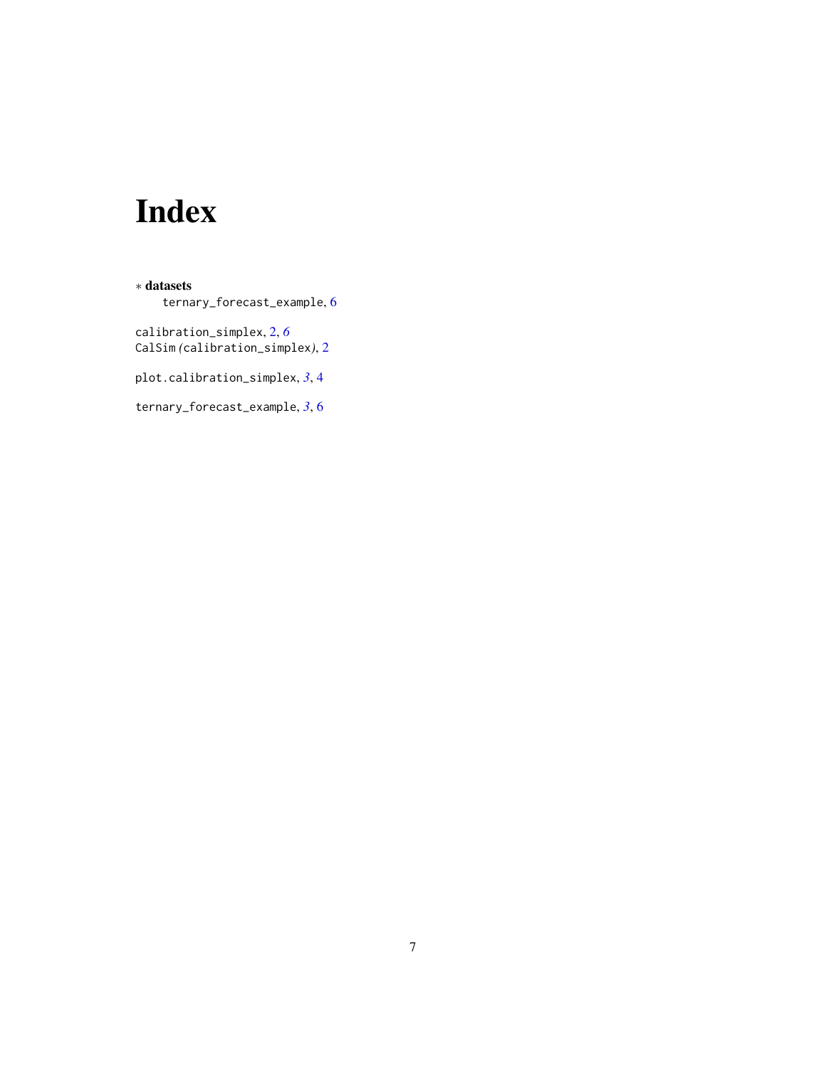# Index

∗ **datasets**
    ternary_forecast_example, 6

calibration_simplex, 2, *6*
CalSim (calibration_simplex), 2

plot.calibration_simplex, *3*, 4

ternary_forecast_example, *3*, 6